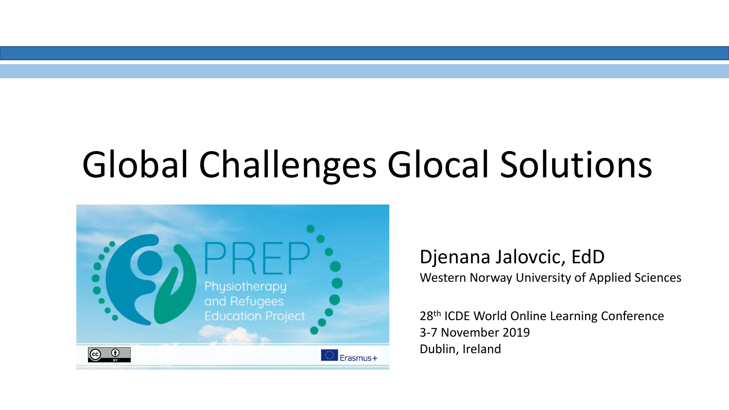# Global Challenges Glocal Solutions

PREP

Physiotherapy and Refugees Education Project

Erasmus+

Djenana Jalovcic, EdD

Western Norway University of Applied Sciences

28th ICDE World Online Learning Conference

3-7 November 2019

Dublin, Ireland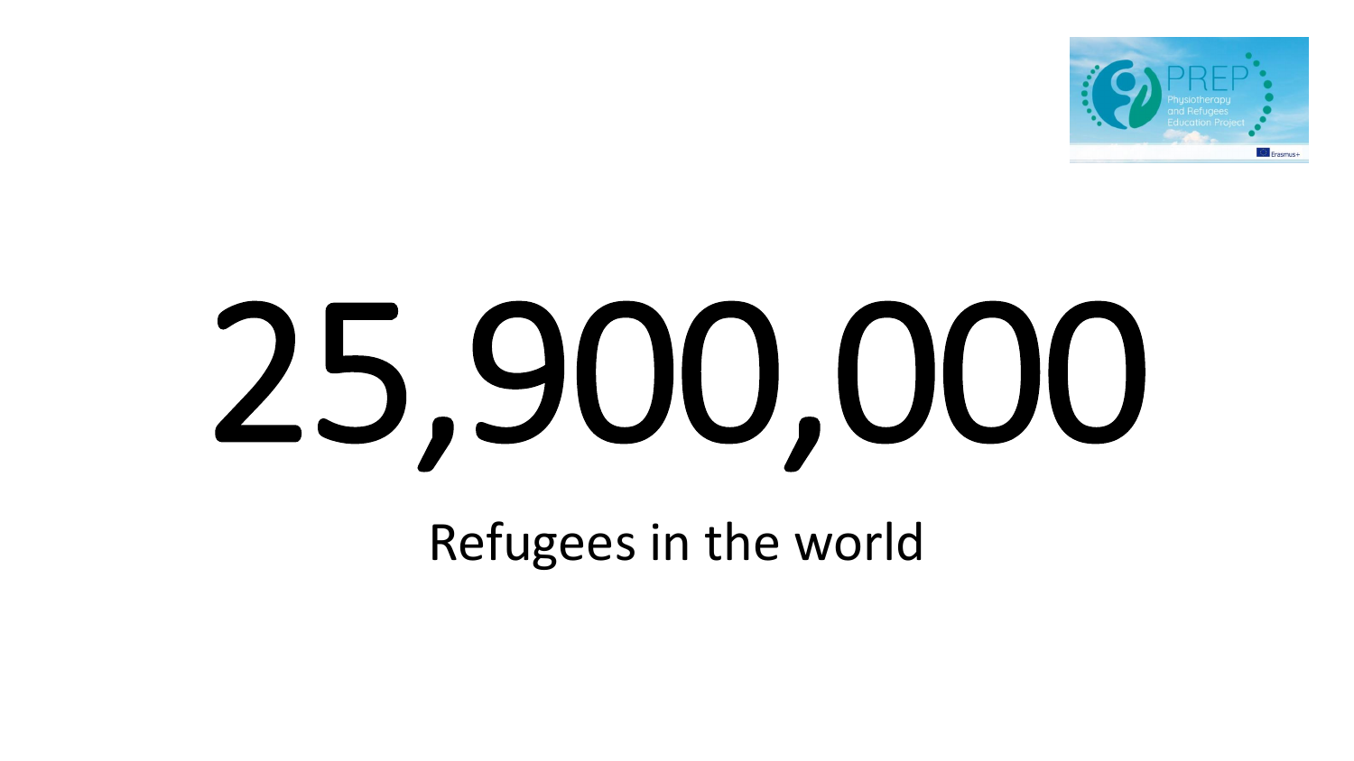# 25,900,000

Refugees in the world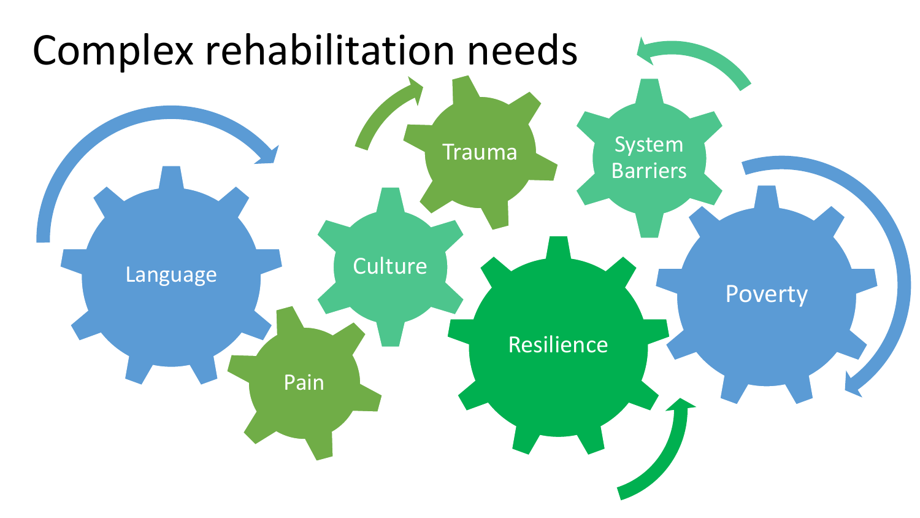# Complex rehabilitation needs

- Language
- Pain
- Culture
- Trauma
- System Barriers
- Resilience
- Poverty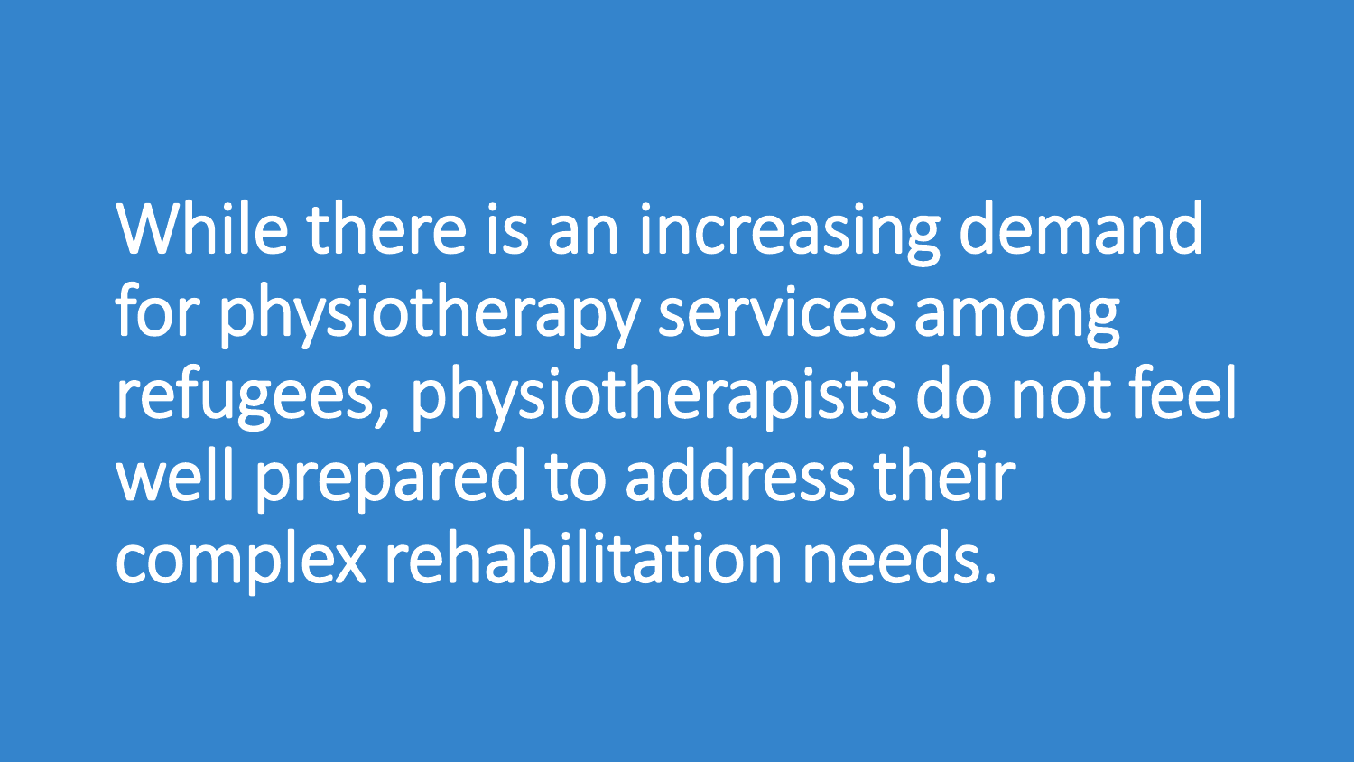While there is an increasing demand for physiotherapy services among refugees, physiotherapists do not feel well prepared to address their complex rehabilitation needs.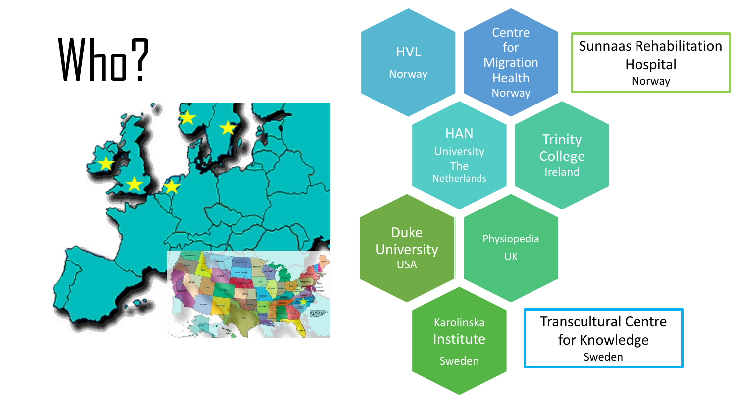# Who?

- HVL
  Norway
- Centre for Migration Health
  Norway
- Sunnaas Rehabilitation Hospital
  Norway
- HAN University
  The Netherlands
- Trinity College
  Ireland
- Duke University
  USA
- Physiopedia
  UK
- Karolinska Institute
  Sweden
- Transcultural Centre for Knowledge
  Sweden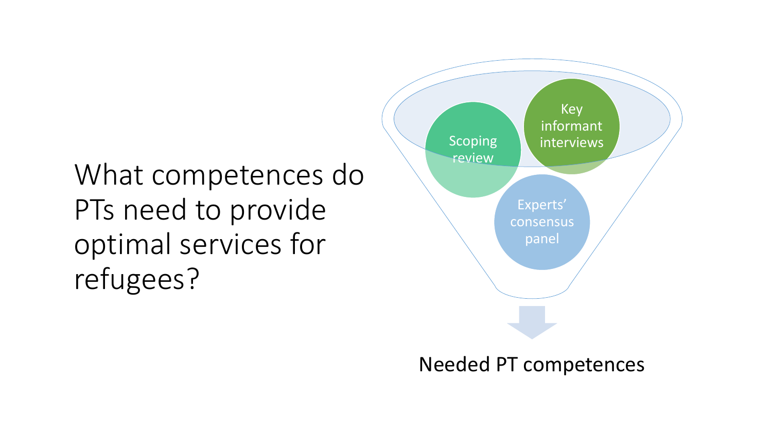What competences do PTs need to provide optimal services for refugees?

Scoping review

Key informant interviews

Experts' consensus panel

Needed PT competences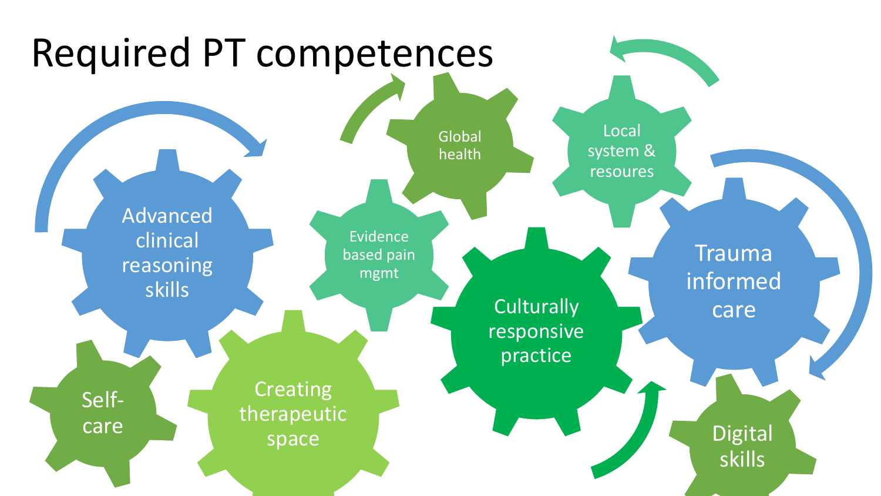# Required PT competences

- Advanced clinical reasoning skills
- Global health
- Local system & resoures
- Evidence based pain mgmt
- Culturally responsive practice
- Trauma informed care
- Self-care
- Creating therapeutic space
- Digital skills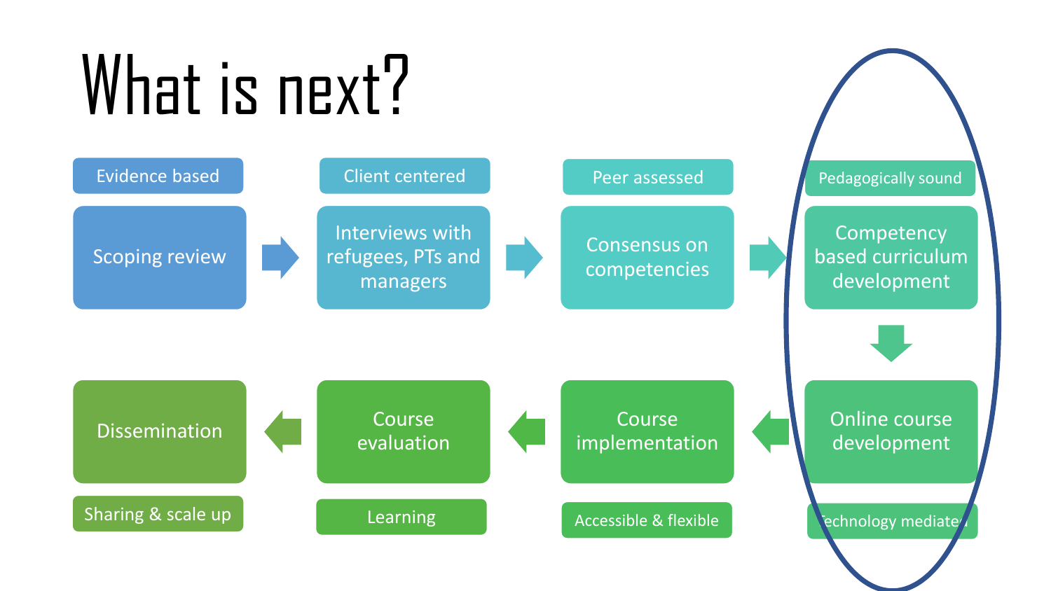# What is next?

- **Scoping review** — Evidence based
- **Interviews with refugees, PTs and managers** — Client centered
- **Consensus on competencies** — Peer assessed
- **Competency based curriculum development** — Pedagogically sound
- **Online course development** — Technology mediated
- **Course implementation** — Accessible & flexible
- **Course evaluation** — Learning
- **Dissemination** — Sharing & scale up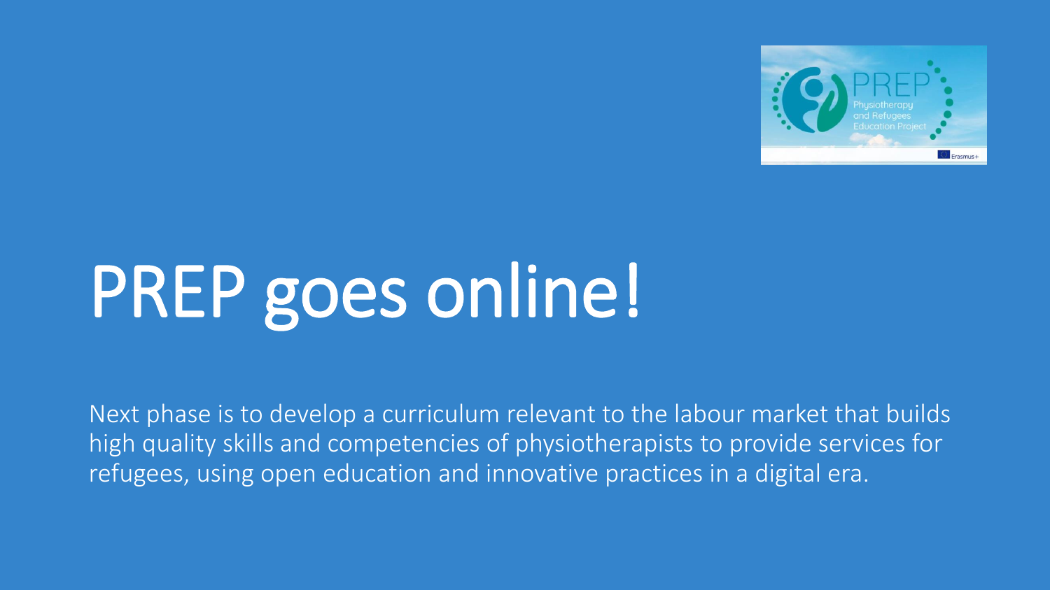# PREP goes online!

Next phase is to develop a curriculum relevant to the labour market that builds high quality skills and competencies of physiotherapists to provide services for refugees, using open education and innovative practices in a digital era.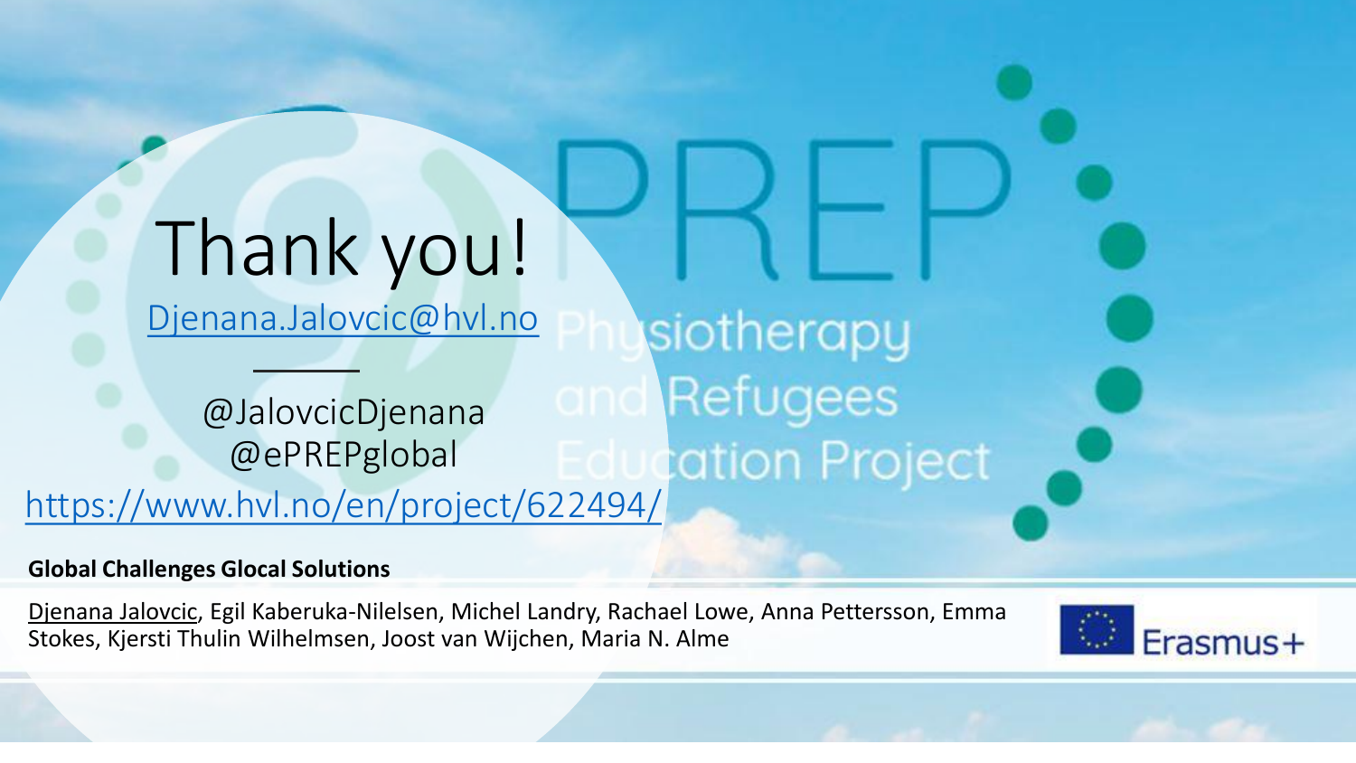# Thank you!

[Djenana.Jalovcic@hvl.no](mailto:Djenana.Jalovcic@hvl.no)

@JalovcicDjenana
@ePREPglobal

[https://www.hvl.no/en/project/622494/](https://www.hvl.no/en/project/622494/)

PREP Physiotherapy and Refugees Education Project

**Global Challenges Glocal Solutions**

Djenana Jalovcic, Egil Kaberuka-Nilelsen, Michel Landry, Rachael Lowe, Anna Pettersson, Emma Stokes, Kjersti Thulin Wilhelmsen, Joost van Wijchen, Maria N. Alme

Erasmus+